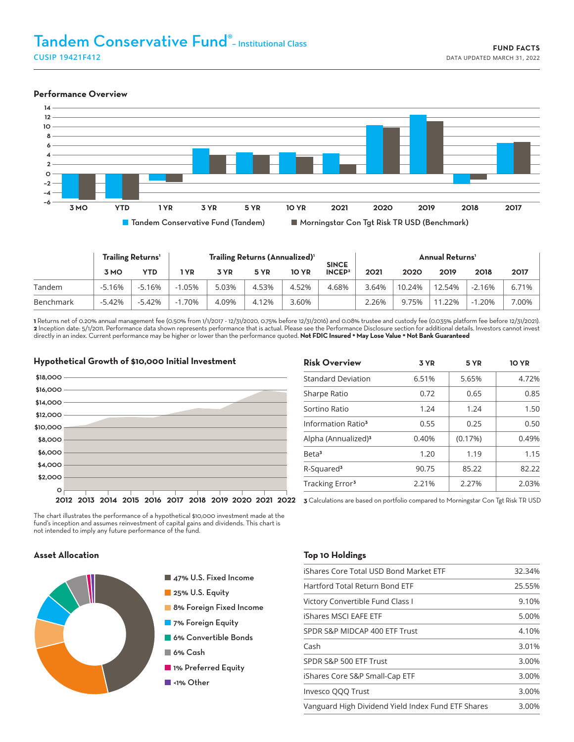# Tandem Conservative Fund® – Institutional Class

CUSIP 19421F412

**FUND FACTS**
DATA UPDATED MARCH 31, 2022

## Performance Overview

Tandem Conservative Fund (Tandem) | Morningstar Con Tgt Risk TR USD (Benchmark)

| | Trailing Returns[1] | | Trailing Returns (Annualized)[1] | | | | SINCE INCEP[2] | Annual Returns[1] | | | | |
|---|---|---|---|---|---|---|---|---|---|---|---|---|
| | 3 MO | YTD | 1 YR | 3 YR | 5 YR | 10 YR | | 2021 | 2020 | 2019 | 2018 | 2017 |
| Tandem | -5.16% | -5.16% | -1.05% | 5.03% | 4.53% | 4.52% | 4.68% | 3.64% | 10.24% | 12.54% | -2.16% | 6.71% |
| Benchmark | -5.42% | -5.42% | -1.70% | 4.09% | 4.12% | 3.60% | | 2.26% | 9.75% | 11.22% | -1.20% | 7.00% |

1 Returns net of 0.20% annual management fee (0.50% from 1/1/2017 - 12/31/2020, 0.75% before 12/31/2016) and 0.08% trustee and custody fee (0.035% platform fee before 12/31/2021).
2 Inception date: 5/1/2011. Performance data shown represents performance that is actual. Please see the Performance Disclosure section for additional details. Investors cannot invest directly in an index. Current performance may be higher or lower than the performance quoted. **Not FDIC Insured • May Lose Value • Not Bank Guaranteed**

## Hypothetical Growth of $10,000 Initial Investment

The chart illustrates the performance of a hypothetical $10,000 investment made at the fund's inception and assumes reinvestment of capital gains and dividends. This chart is not intended to imply any future performance of the fund.

## Risk Overview

| | 3 YR | 5 YR | 10 YR |
|---|---|---|---|
| Standard Deviation | 6.51% | 5.65% | 4.72% |
| Sharpe Ratio | 0.72 | 0.65 | 0.85 |
| Sortino Ratio | 1.24 | 1.24 | 1.50 |
| Information Ratio[3] | 0.55 | 0.25 | 0.50 |
| Alpha (Annualized)[3] | 0.40% | (0.17%) | 0.49% |
| Beta[3] | 1.20 | 1.19 | 1.15 |
| R-Squared[3] | 90.75 | 85.22 | 82.22 |
| Tracking Error[3] | 2.21% | 2.27% | 2.03% |

3 Calculations are based on portfolio compared to Morningstar Con Tgt Risk TR USD

## Asset Allocation

- 47% U.S. Fixed Income
- 25% U.S. Equity
- 8% Foreign Fixed Income
- 7% Foreign Equity
- 6% Convertible Bonds
- 6% Cash
- 1% Preferred Equity
- <1% Other

## Top 10 Holdings

| Holding | Weight |
|---|---|
| iShares Core Total USD Bond Market ETF | 32.34% |
| Hartford Total Return Bond ETF | 25.55% |
| Victory Convertible Fund Class I | 9.10% |
| iShares MSCI EAFE ETF | 5.00% |
| SPDR S&P MIDCAP 400 ETF Trust | 4.10% |
| Cash | 3.01% |
| SPDR S&P 500 ETF Trust | 3.00% |
| iShares Core S&P Small-Cap ETF | 3.00% |
| Invesco QQQ Trust | 3.00% |
| Vanguard High Dividend Yield Index Fund ETF Shares | 3.00% |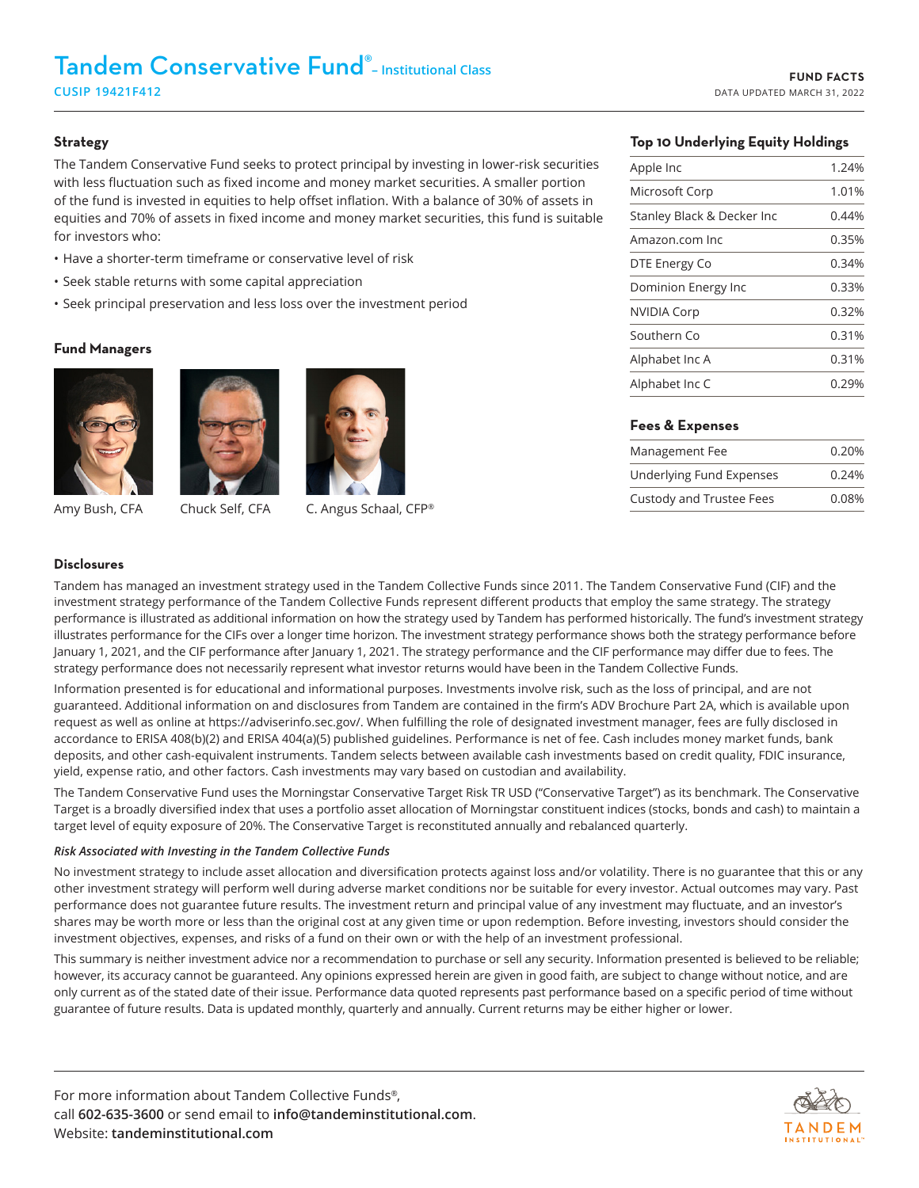# Tandem Conservative Fund® – Institutional Class

CUSIP 19421F412

**FUND FACTS**
DATA UPDATED MARCH 31, 2022

## Strategy

The Tandem Conservative Fund seeks to protect principal by investing in lower-risk securities with less fluctuation such as fixed income and money market securities. A smaller portion of the fund is invested in equities to help offset inflation. With a balance of 30% of assets in equities and 70% of assets in fixed income and money market securities, this fund is suitable for investors who:

- Have a shorter-term timeframe or conservative level of risk
- Seek stable returns with some capital appreciation
- Seek principal preservation and less loss over the investment period

## Fund Managers

Amy Bush, CFA

Chuck Self, CFA

C. Angus Schaal, CFP®

## Top 10 Underlying Equity Holdings

| | |
|---|---|
| Apple Inc | 1.24% |
| Microsoft Corp | 1.01% |
| Stanley Black & Decker Inc | 0.44% |
| Amazon.com Inc | 0.35% |
| DTE Energy Co | 0.34% |
| Dominion Energy Inc | 0.33% |
| NVIDIA Corp | 0.32% |
| Southern Co | 0.31% |
| Alphabet Inc A | 0.31% |
| Alphabet Inc C | 0.29% |

## Fees & Expenses

| | |
|---|---|
| Management Fee | 0.20% |
| Underlying Fund Expenses | 0.24% |
| Custody and Trustee Fees | 0.08% |

## Disclosures

Tandem has managed an investment strategy used in the Tandem Collective Funds since 2011. The Tandem Conservative Fund (CIF) and the investment strategy performance of the Tandem Collective Funds represent different products that employ the same strategy. The strategy performance is illustrated as additional information on how the strategy used by Tandem has performed historically. The fund's investment strategy illustrates performance for the CIFs over a longer time horizon. The investment strategy performance shows both the strategy performance before January 1, 2021, and the CIF performance after January 1, 2021. The strategy performance and the CIF performance may differ due to fees. The strategy performance does not necessarily represent what investor returns would have been in the Tandem Collective Funds.

Information presented is for educational and informational purposes. Investments involve risk, such as the loss of principal, and are not guaranteed. Additional information on and disclosures from Tandem are contained in the firm's ADV Brochure Part 2A, which is available upon request as well as online at https://adviserinfo.sec.gov/. When fulfilling the role of designated investment manager, fees are fully disclosed in accordance to ERISA 408(b)(2) and ERISA 404(a)(5) published guidelines. Performance is net of fee. Cash includes money market funds, bank deposits, and other cash-equivalent instruments. Tandem selects between available cash investments based on credit quality, FDIC insurance, yield, expense ratio, and other factors. Cash investments may vary based on custodian and availability.

The Tandem Conservative Fund uses the Morningstar Conservative Target Risk TR USD ("Conservative Target") as its benchmark. The Conservative Target is a broadly diversified index that uses a portfolio asset allocation of Morningstar constituent indices (stocks, bonds and cash) to maintain a target level of equity exposure of 20%. The Conservative Target is reconstituted annually and rebalanced quarterly.

*Risk Associated with Investing in the Tandem Collective Funds*

No investment strategy to include asset allocation and diversification protects against loss and/or volatility. There is no guarantee that this or any other investment strategy will perform well during adverse market conditions nor be suitable for every investor. Actual outcomes may vary. Past performance does not guarantee future results. The investment return and principal value of any investment may fluctuate, and an investor's shares may be worth more or less than the original cost at any given time or upon redemption. Before investing, investors should consider the investment objectives, expenses, and risks of a fund on their own or with the help of an investment professional.

This summary is neither investment advice nor a recommendation to purchase or sell any security. Information presented is believed to be reliable; however, its accuracy cannot be guaranteed. Any opinions expressed herein are given in good faith, are subject to change without notice, and are only current as of the stated date of their issue. Performance data quoted represents past performance based on a specific period of time without guarantee of future results. Data is updated monthly, quarterly and annually. Current returns may be either higher or lower.

For more information about Tandem Collective Funds®,
call **602-635-3600** or send email to **info@tandeminstitutional.com**.
Website: **tandeminstitutional.com**

TANDEM INSTITUTIONAL™